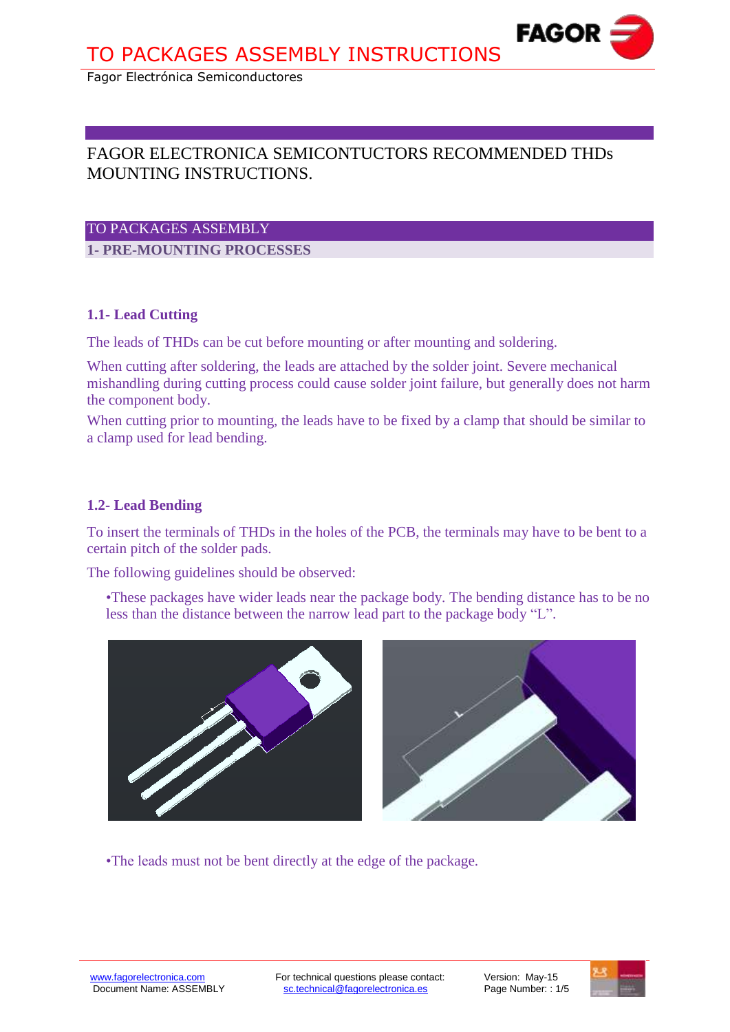# FAGOR ELECTRONICA SEMICONTUCTORS RECOMMENDED THDs MOUNTING INSTRUCTIONS.

## TO PACKAGES ASSEMBLY

## 1- PRE-MOUNTING PROCESSES

### 1.1- Lead Cutting

The leads of THDs can be cut before mounting or after mounting and soldering.

When cutting after soldering, the leads are attached by the solder joint. Severe mechanical mishandling during cutting process could cause solder joint failure, but generally does not harm the component body.

When cutting prior to mounting, the leads have to be fixed by a clamp that should be similar to a clamp used for lead bending.

### 1.2- Lead Bending

To insert the terminals of THDs in the holes of the PCB, the terminals may have to be bent to a certain pitch of the solder pads.

The following guidelines should be observed:

- These packages have wider leads near the package body. The bending distance has to be no less than the distance between the narrow lead part to the package body "L".

- The leads must not be bent directly at the edge of the package.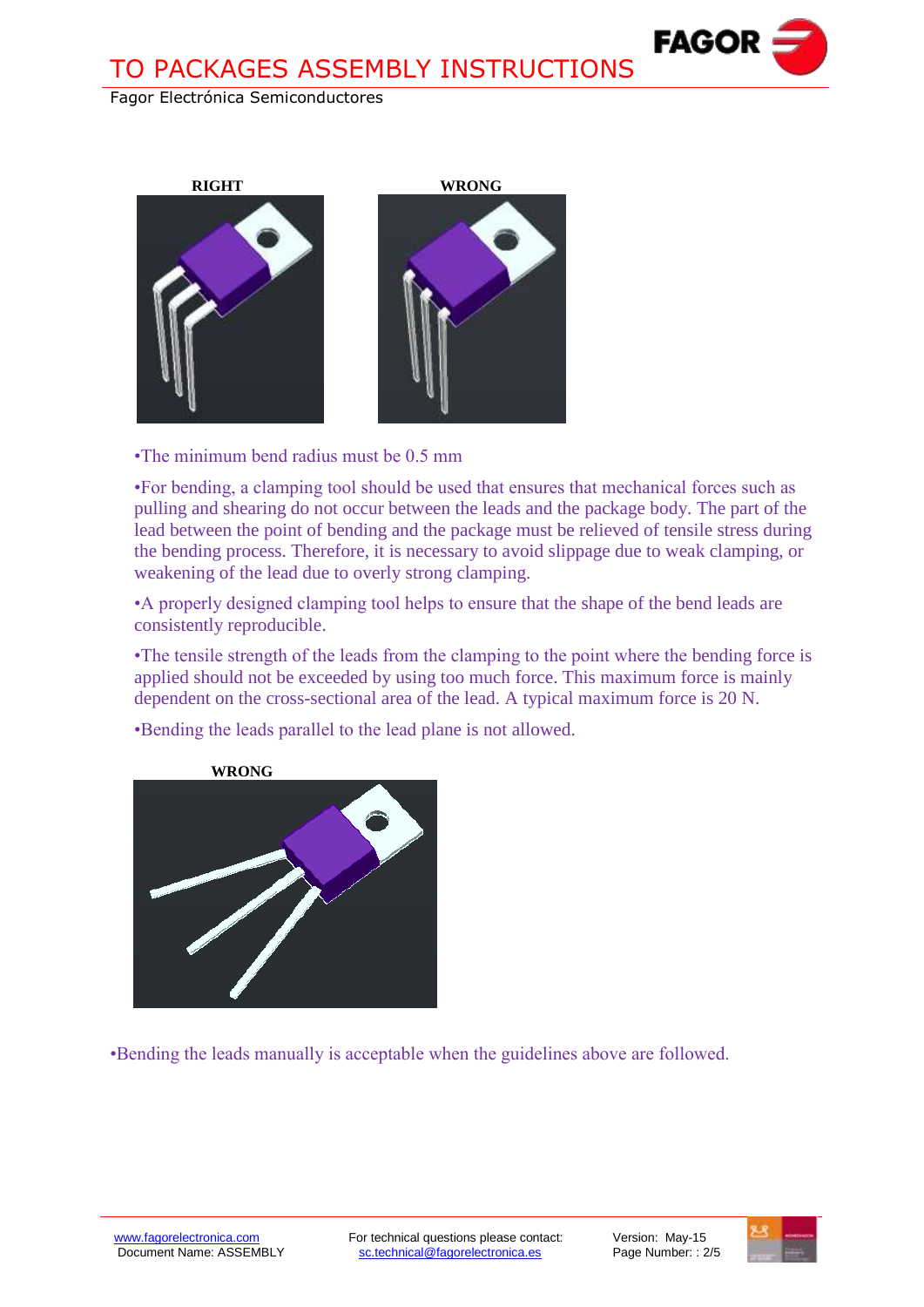**RIGHT**

**WRONG**

•The minimum bend radius must be 0.5 mm

•For bending, a clamping tool should be used that ensures that mechanical forces such as pulling and shearing do not occur between the leads and the package body. The part of the lead between the point of bending and the package must be relieved of tensile stress during the bending process. Therefore, it is necessary to avoid slippage due to weak clamping, or weakening of the lead due to overly strong clamping.

•A properly designed clamping tool helps to ensure that the shape of the bend leads are consistently reproducible.

•The tensile strength of the leads from the clamping to the point where the bending force is applied should not be exceeded by using too much force. This maximum force is mainly dependent on the cross-sectional area of the lead. A typical maximum force is 20 N.

•Bending the leads parallel to the lead plane is not allowed.

**WRONG**

•Bending the leads manually is acceptable when the guidelines above are followed.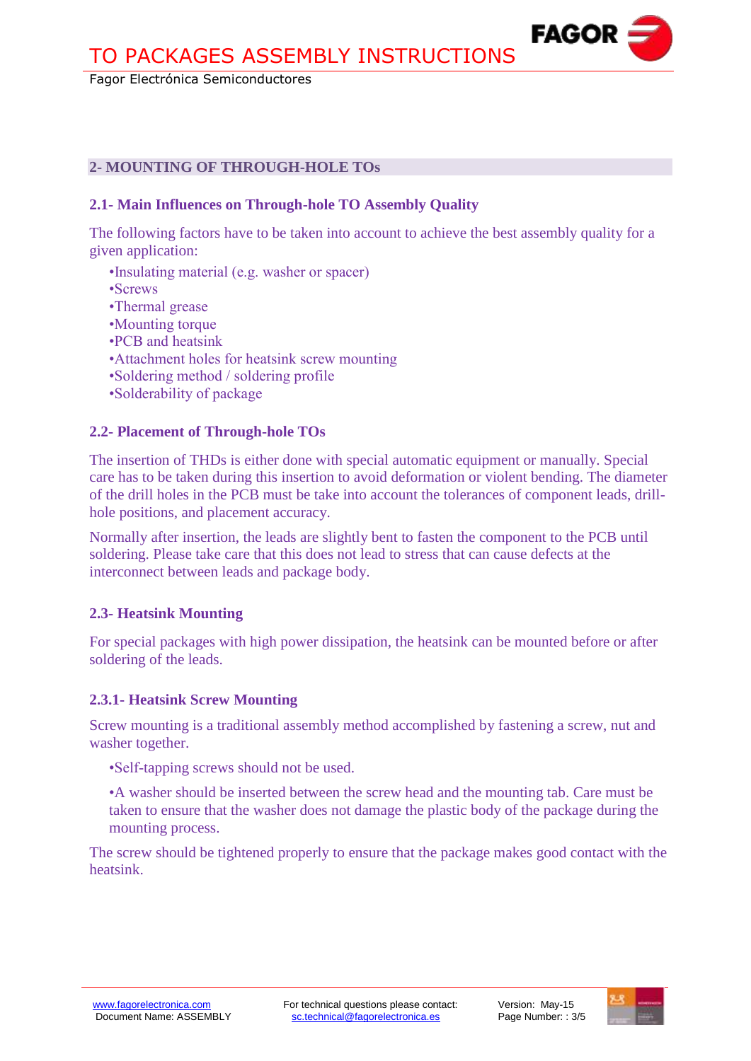## 2- MOUNTING OF THROUGH-HOLE TOs

### 2.1- Main Influences on Through-hole TO Assembly Quality

The following factors have to be taken into account to achieve the best assembly quality for a given application:

- Insulating material (e.g. washer or spacer)
- Screws
- Thermal grease
- Mounting torque
- PCB and heatsink
- Attachment holes for heatsink screw mounting
- Soldering method / soldering profile
- Solderability of package

### 2.2- Placement of Through-hole TOs

The insertion of THDs is either done with special automatic equipment or manually. Special care has to be taken during this insertion to avoid deformation or violent bending. The diameter of the drill holes in the PCB must be take into account the tolerances of component leads, drill-hole positions, and placement accuracy.

Normally after insertion, the leads are slightly bent to fasten the component to the PCB until soldering. Please take care that this does not lead to stress that can cause defects at the interconnect between leads and package body.

### 2.3- Heatsink Mounting

For special packages with high power dissipation, the heatsink can be mounted before or after soldering of the leads.

#### 2.3.1- Heatsink Screw Mounting

Screw mounting is a traditional assembly method accomplished by fastening a screw, nut and washer together.

- Self-tapping screws should not be used.
- A washer should be inserted between the screw head and the mounting tab. Care must be taken to ensure that the washer does not damage the plastic body of the package during the mounting process.

The screw should be tightened properly to ensure that the package makes good contact with the heatsink.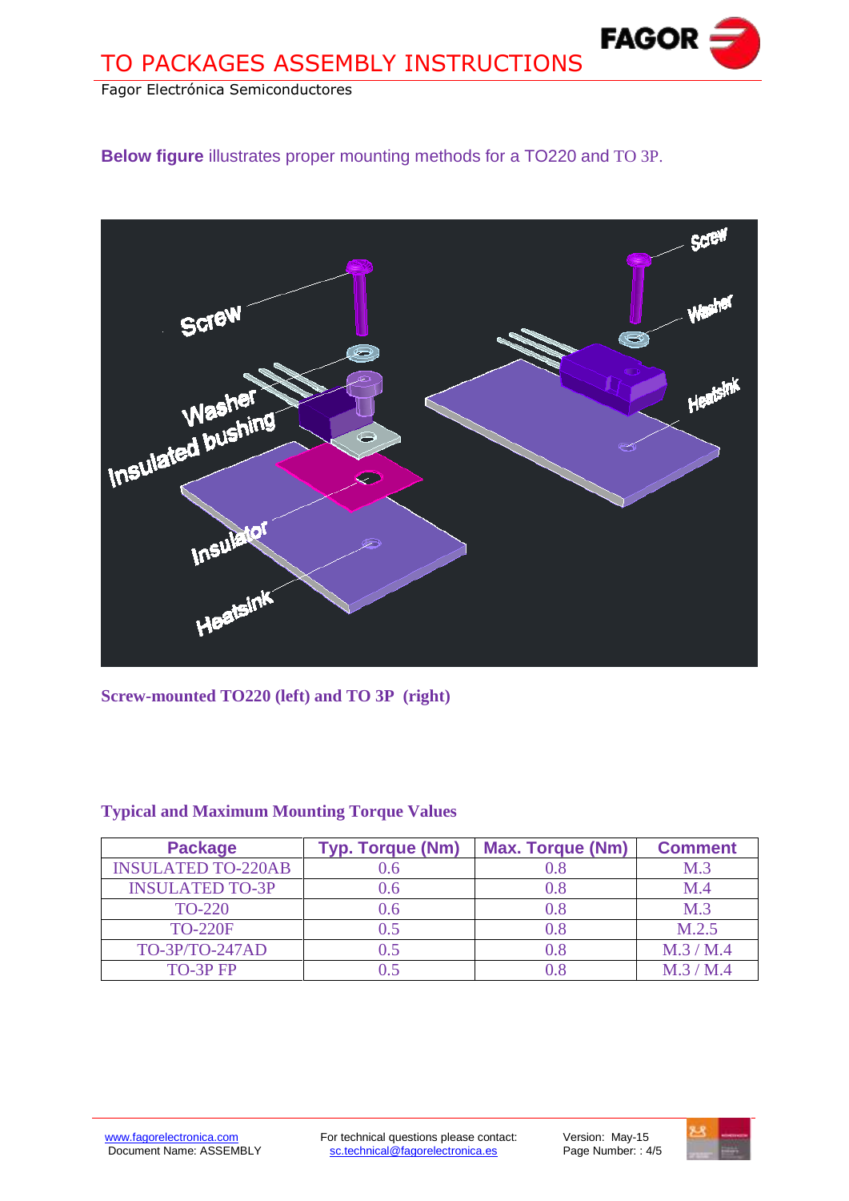**Below figure** illustrates proper mounting methods for a TO220 and TO 3P.

**Screw-mounted TO220 (left) and TO 3P (right)**

### Typical and Maximum Mounting Torque Values

| Package | Typ. Torque (Nm) | Max. Torque (Nm) | Comment |
|---|---|---|---|
| INSULATED TO-220AB | 0.6 | 0.8 | M.3 |
| INSULATED TO-3P | 0.6 | 0.8 | M.4 |
| TO-220 | 0.6 | 0.8 | M.3 |
| TO-220F | 0.5 | 0.8 | M.2.5 |
| TO-3P/TO-247AD | 0.5 | 0.8 | M.3 / M.4 |
| TO-3P FP | 0.5 | 0.8 | M.3 / M.4 |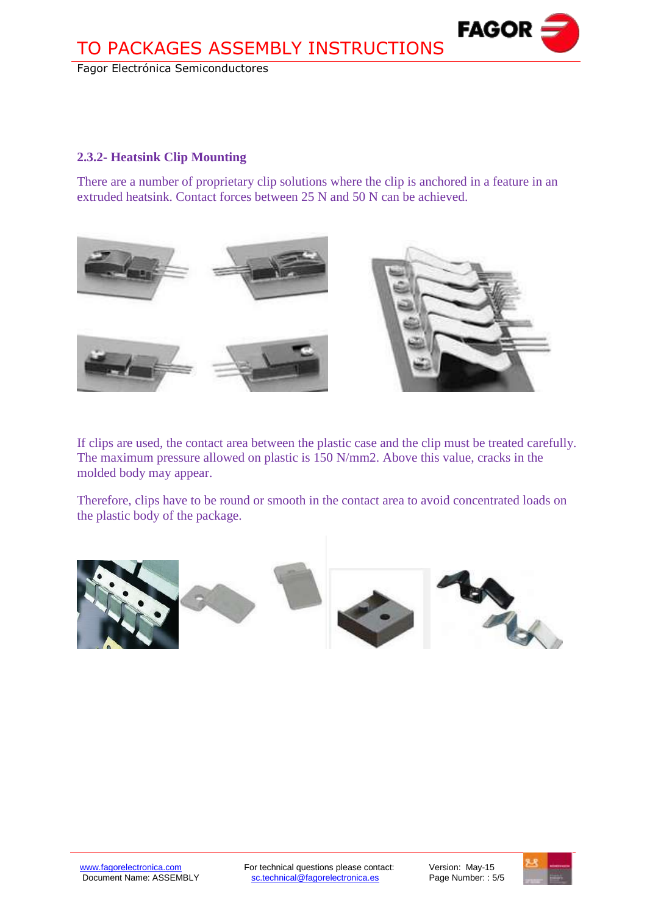### 2.3.2- Heatsink Clip Mounting

There are a number of proprietary clip solutions where the clip is anchored in a feature in an extruded heatsink. Contact forces between 25 N and 50 N can be achieved.

If clips are used, the contact area between the plastic case and the clip must be treated carefully. The maximum pressure allowed on plastic is 150 N/mm2. Above this value, cracks in the molded body may appear.

Therefore, clips have to be round or smooth in the contact area to avoid concentrated loads on the plastic body of the package.